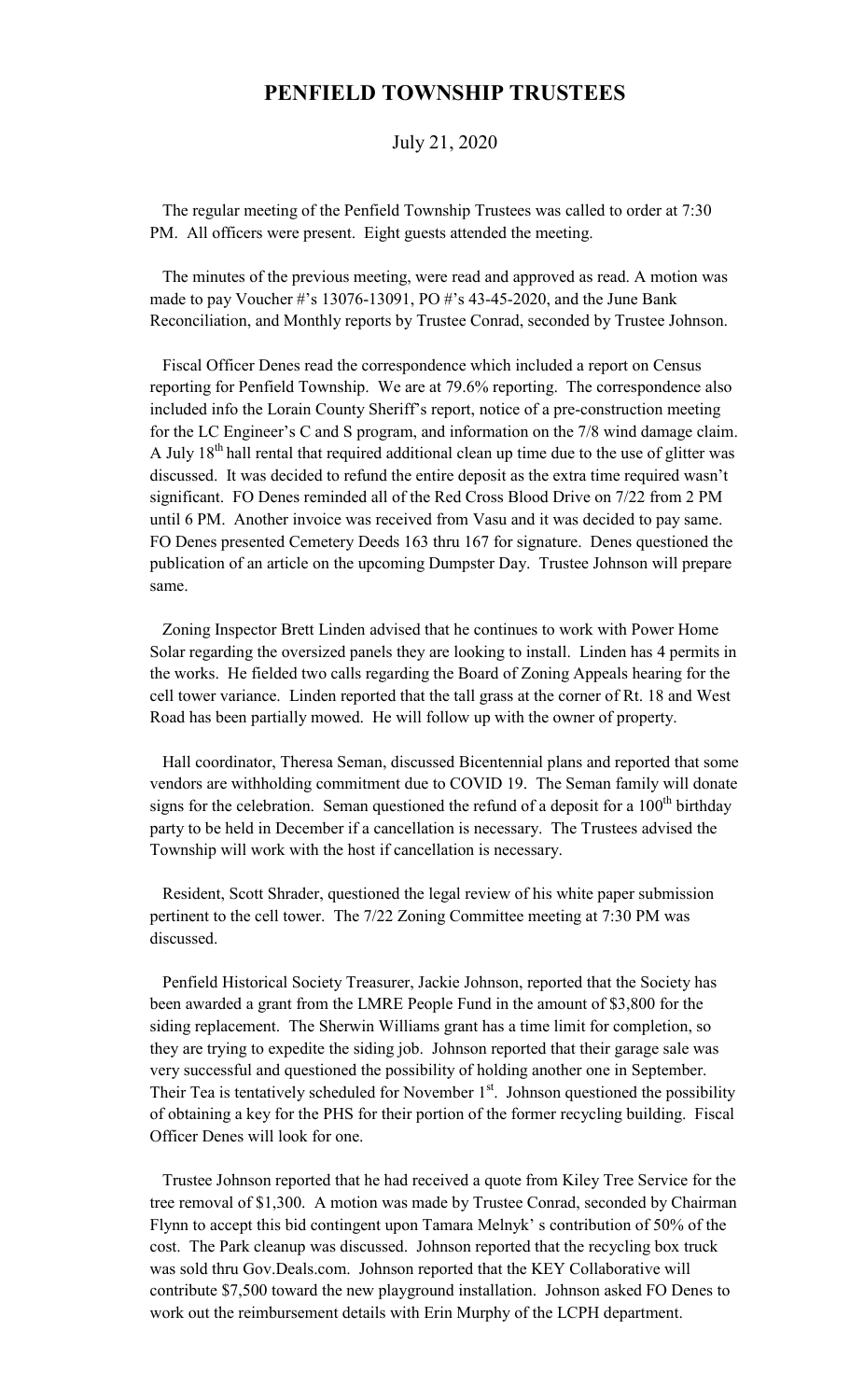# PENFIELD TOWNSHIP TRUSTEES

July 21, 2020

The regular meeting of the Penfield Township Trustees was called to order at 7:30 PM. All officers were present. Eight guests attended the meeting.

The minutes of the previous meeting, were read and approved as read. A motion was made to pay Voucher #'s 13076-13091, PO #'s 43-45-2020, and the June Bank Reconciliation, and Monthly reports by Trustee Conrad, seconded by Trustee Johnson.

Fiscal Officer Denes read the correspondence which included a report on Census reporting for Penfield Township. We are at 79.6% reporting. The correspondence also included info the Lorain County Sheriff's report, notice of a pre-construction meeting for the LC Engineer's C and S program, and information on the 7/8 wind damage claim. A July 18th hall rental that required additional clean up time due to the use of glitter was discussed. It was decided to refund the entire deposit as the extra time required wasn't significant. FO Denes reminded all of the Red Cross Blood Drive on 7/22 from 2 PM until 6 PM. Another invoice was received from Vasu and it was decided to pay same. FO Denes presented Cemetery Deeds 163 thru 167 for signature. Denes questioned the publication of an article on the upcoming Dumpster Day. Trustee Johnson will prepare same.

Zoning Inspector Brett Linden advised that he continues to work with Power Home Solar regarding the oversized panels they are looking to install. Linden has 4 permits in the works. He fielded two calls regarding the Board of Zoning Appeals hearing for the cell tower variance. Linden reported that the tall grass at the corner of Rt. 18 and West Road has been partially mowed. He will follow up with the owner of property.

Hall coordinator, Theresa Seman, discussed Bicentennial plans and reported that some vendors are withholding commitment due to COVID 19. The Seman family will donate signs for the celebration. Seman questioned the refund of a deposit for a 100th birthday party to be held in December if a cancellation is necessary. The Trustees advised the Township will work with the host if cancellation is necessary.

Resident, Scott Shrader, questioned the legal review of his white paper submission pertinent to the cell tower. The 7/22 Zoning Committee meeting at 7:30 PM was discussed.

Penfield Historical Society Treasurer, Jackie Johnson, reported that the Society has been awarded a grant from the LMRE People Fund in the amount of $3,800 for the siding replacement. The Sherwin Williams grant has a time limit for completion, so they are trying to expedite the siding job. Johnson reported that their garage sale was very successful and questioned the possibility of holding another one in September. Their Tea is tentatively scheduled for November 1st. Johnson questioned the possibility of obtaining a key for the PHS for their portion of the former recycling building. Fiscal Officer Denes will look for one.

Trustee Johnson reported that he had received a quote from Kiley Tree Service for the tree removal of $1,300. A motion was made by Trustee Conrad, seconded by Chairman Flynn to accept this bid contingent upon Tamara Melnyk' s contribution of 50% of the cost. The Park cleanup was discussed. Johnson reported that the recycling box truck was sold thru Gov.Deals.com. Johnson reported that the KEY Collaborative will contribute $7,500 toward the new playground installation. Johnson asked FO Denes to work out the reimbursement details with Erin Murphy of the LCPH department.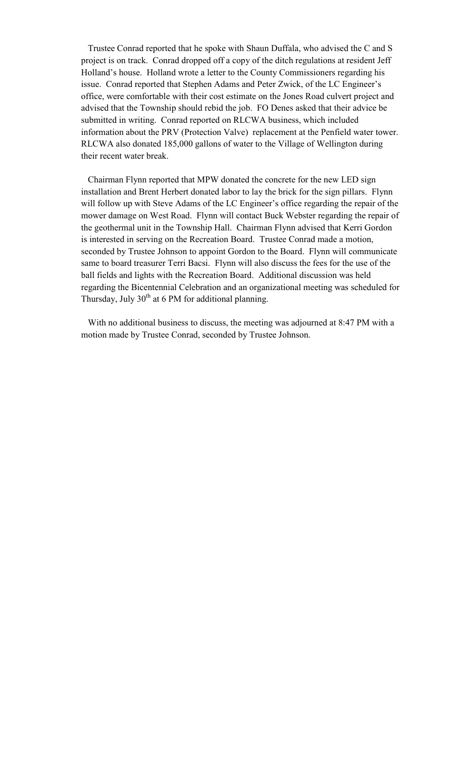Trustee Conrad reported that he spoke with Shaun Duffala, who advised the C and S project is on track. Conrad dropped off a copy of the ditch regulations at resident Jeff Holland's house. Holland wrote a letter to the County Commissioners regarding his issue. Conrad reported that Stephen Adams and Peter Zwick, of the LC Engineer's office, were comfortable with their cost estimate on the Jones Road culvert project and advised that the Township should rebid the job. FO Denes asked that their advice be submitted in writing. Conrad reported on RLCWA business, which included information about the PRV (Protection Valve) replacement at the Penfield water tower. RLCWA also donated 185,000 gallons of water to the Village of Wellington during their recent water break.

Chairman Flynn reported that MPW donated the concrete for the new LED sign installation and Brent Herbert donated labor to lay the brick for the sign pillars. Flynn will follow up with Steve Adams of the LC Engineer's office regarding the repair of the mower damage on West Road. Flynn will contact Buck Webster regarding the repair of the geothermal unit in the Township Hall. Chairman Flynn advised that Kerri Gordon is interested in serving on the Recreation Board. Trustee Conrad made a motion, seconded by Trustee Johnson to appoint Gordon to the Board. Flynn will communicate same to board treasurer Terri Bacsi. Flynn will also discuss the fees for the use of the ball fields and lights with the Recreation Board. Additional discussion was held regarding the Bicentennial Celebration and an organizational meeting was scheduled for Thursday, July 30th at 6 PM for additional planning.

With no additional business to discuss, the meeting was adjourned at 8:47 PM with a motion made by Trustee Conrad, seconded by Trustee Johnson.